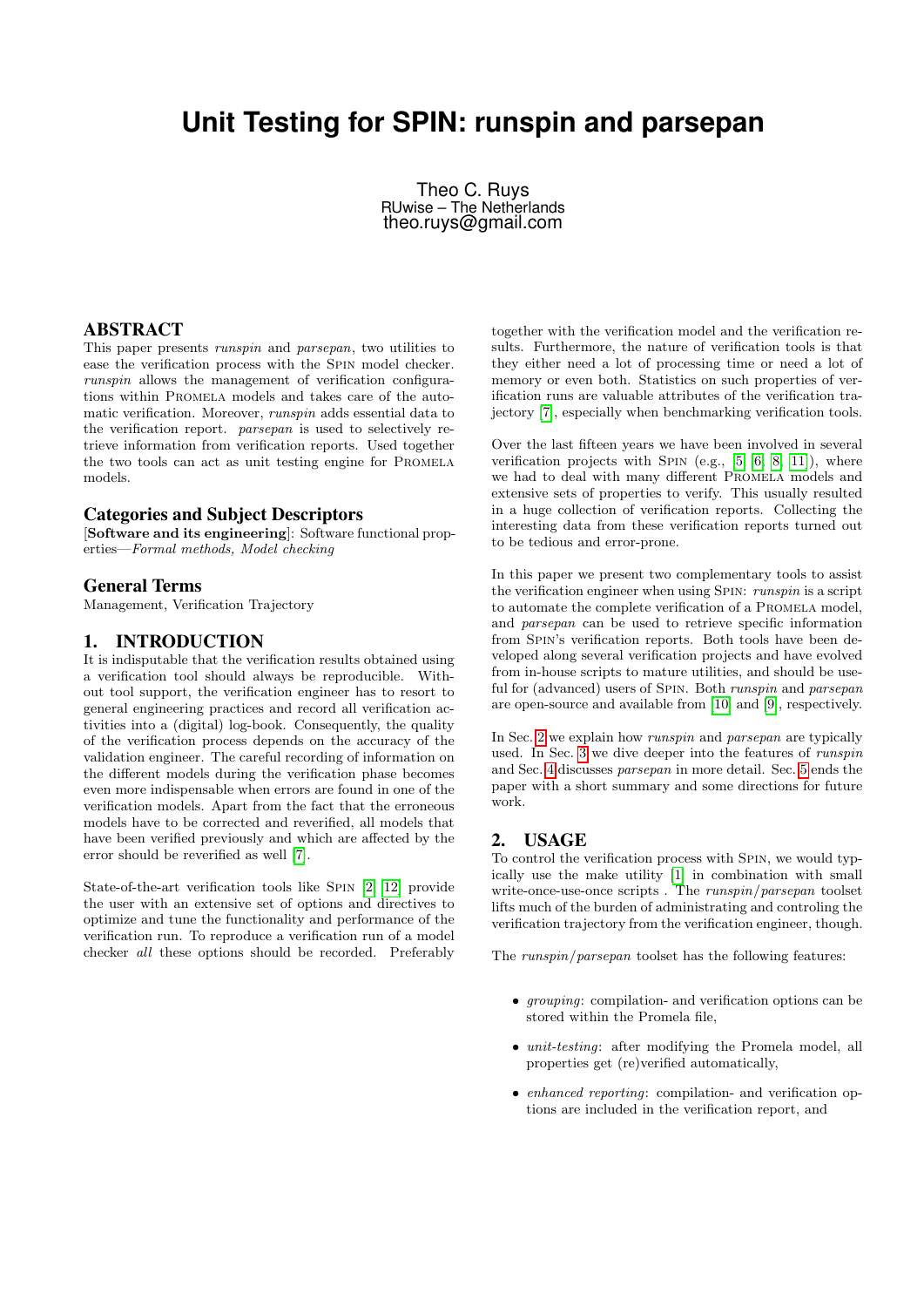# Unit Testing for SPIN: runspin and parsepan

Theo C. Ruys
RUwise – The Netherlands
theo.ruys@gmail.com

## ABSTRACT

This paper presents *runspin* and *parsepan*, two utilities to ease the verification process with the SPIN model checker. *runspin* allows the management of verification configurations within PROMELA models and takes care of the automatic verification. Moreover, *runspin* adds essential data to the verification report. *parsepan* is used to selectively retrieve information from verification reports. Used together the two tools can act as unit testing engine for PROMELA models.

### Categories and Subject Descriptors

[**Software and its engineering**]: Software functional properties—*Formal methods, Model checking*

### General Terms

Management, Verification Trajectory

## 1. INTRODUCTION

It is indisputable that the verification results obtained using a verification tool should always be reproducible. Without tool support, the verification engineer has to resort to general engineering practices and record all verification activities into a (digital) log-book. Consequently, the quality of the verification process depends on the accuracy of the validation engineer. The careful recording of information on the different models during the verification phase becomes even more indispensable when errors are found in one of the verification models. Apart from the fact that the erroneous models have to be corrected and reverified, all models that have been verified previously and which are affected by the error should be reverified as well [7].

State-of-the-art verification tools like SPIN [2] [12] provide the user with an extensive set of options and directives to optimize and tune the functionality and performance of the verification run. To reproduce a verification run of a model checker *all* these options should be recorded. Preferably together with the verification model and the verification results. Furthermore, the nature of verification tools is that they either need a lot of processing time or need a lot of memory or even both. Statistics on such properties of verification runs are valuable attributes of the verification trajectory [7], especially when benchmarking verification tools.

Over the last fifteen years we have been involved in several verification projects with SPIN (e.g., [5] [6] [8] [11]), where we had to deal with many different PROMELA models and extensive sets of properties to verify. This usually resulted in a huge collection of verification reports. Collecting the interesting data from these verification reports turned out to be tedious and error-prone.

In this paper we present two complementary tools to assist the verification engineer when using SPIN: *runspin* is a script to automate the complete verification of a PROMELA model, and *parsepan* can be used to retrieve specific information from SPIN's verification reports. Both tools have been developed along several verification projects and have evolved from in-house scripts to mature utilities, and should be useful for (advanced) users of SPIN. Both *runspin* and *parsepan* are open-source and available from [10] and [9], respectively.

In Sec. 2 we explain how *runspin* and *parsepan* are typically used. In Sec. 3 we dive deeper into the features of *runspin* and Sec. 4 discusses *parsepan* in more detail. Sec. 5 ends the paper with a short summary and some directions for future work.

## 2. USAGE

To control the verification process with SPIN, we would typically use the make utility [1] in combination with small write-once-use-once scripts . The *runspin*/*parsepan* toolset lifts much of the burden of administrating and controling the verification trajectory from the verification engineer, though.

The *runspin*/*parsepan* toolset has the following features:

- *grouping*: compilation- and verification options can be stored within the Promela file,
- *unit-testing*: after modifying the Promela model, all properties get (re)verified automatically,
- *enhanced reporting*: compilation- and verification options are included in the verification report, and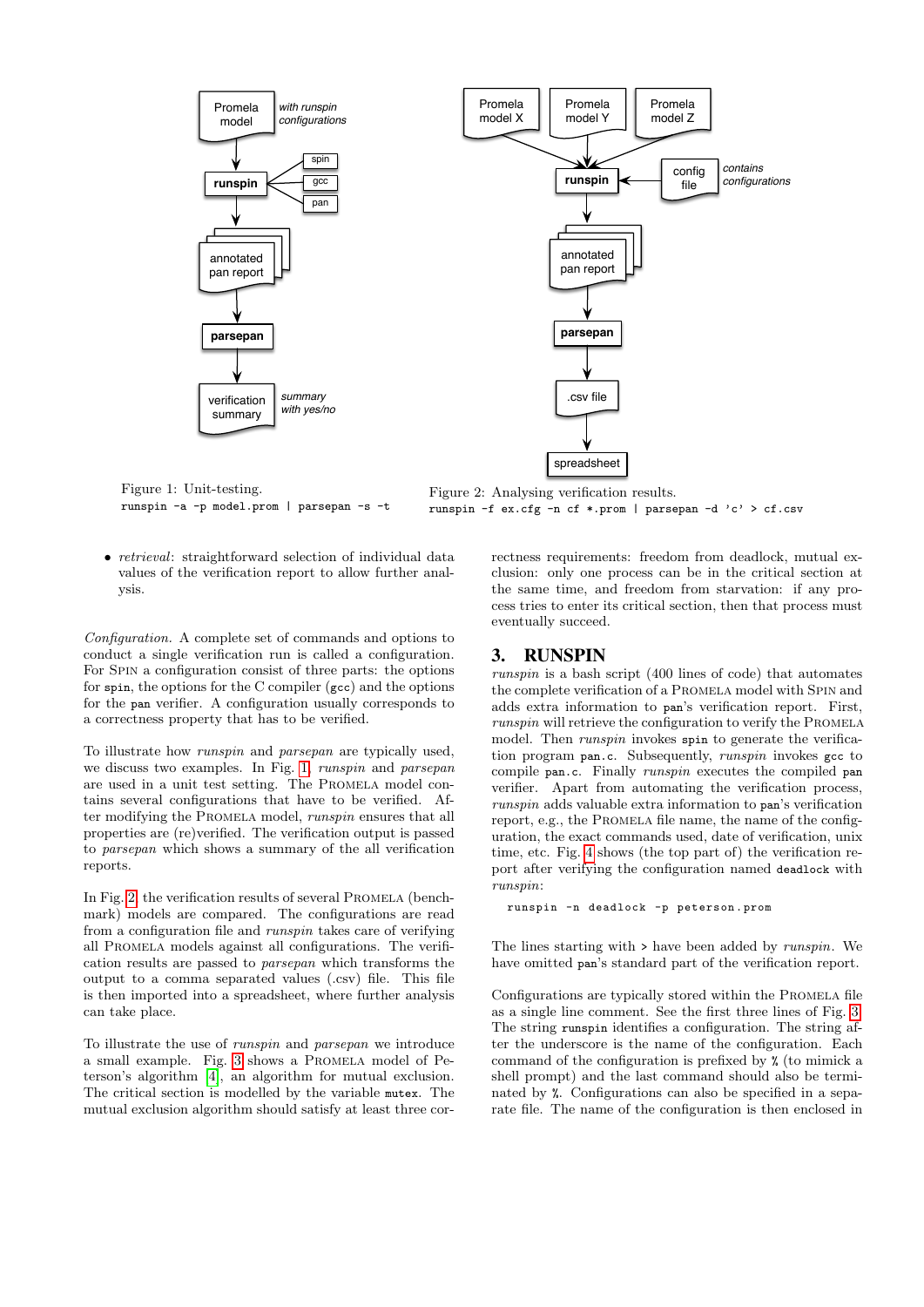Figure 1: Unit-testing.
`runspin -a -p model.prom | parsepan -s -t`

Figure 2: Analysing verification results.
`runspin -f ex.cfg -n cf *.prom | parsepan -d 'c' > cf.csv`

- *retrieval*: straightforward selection of individual data values of the verification report to allow further analysis.

*Configuration.* A complete set of commands and options to conduct a single verification run is called a configuration. For SPIN a configuration consist of three parts: the options for `spin`, the options for the C compiler (`gcc`) and the options for the `pan` verifier. A configuration usually corresponds to a correctness property that has to be verified.

To illustrate how *runspin* and *parsepan* are typically used, we discuss two examples. In Fig. 1, *runspin* and *parsepan* are used in a unit test setting. The PROMELA model contains several configurations that have to be verified. After modifying the PROMELA model, *runspin* ensures that all properties are (re)verified. The verification output is passed to *parsepan* which shows a summary of the all verification reports.

In Fig. 2 the verification results of several PROMELA (benchmark) models are compared. The configurations are read from a configuration file and *runspin* takes care of verifying all PROMELA models against all configurations. The verification results are passed to *parsepan* which transforms the output to a comma separated values (.csv) file. This file is then imported into a spreadsheet, where further analysis can take place.

To illustrate the use of *runspin* and *parsepan* we introduce a small example. Fig. 3 shows a PROMELA model of Peterson's algorithm [4], an algorithm for mutual exclusion. The critical section is modelled by the variable `mutex`. The mutual exclusion algorithm should satisfy at least three correctness requirements: freedom from deadlock, mutual exclusion: only one process can be in the critical section at the same time, and freedom from starvation: if any process tries to enter its critical section, then that process must eventually succeed.

## 3. RUNSPIN

*runspin* is a bash script (400 lines of code) that automates the complete verification of a PROMELA model with SPIN and adds extra information to `pan`'s verification report. First, *runspin* will retrieve the configuration to verify the PROMELA model. Then *runspin* invokes `spin` to generate the verification program `pan.c`. Subsequently, *runspin* invokes `gcc` to compile `pan.c`. Finally *runspin* executes the compiled `pan` verifier. Apart from automating the verification process, *runspin* adds valuable extra information to `pan`'s verification report, e.g., the PROMELA file name, the name of the configuration, the exact commands used, date of verification, unix time, etc. Fig. 4 shows (the top part of) the verification report after verifying the configuration named `deadlock` with *runspin*:

```
runspin -n deadlock -p peterson.prom
```

The lines starting with `>` have been added by *runspin*. We have omitted `pan`'s standard part of the verification report.

Configurations are typically stored within the PROMELA file as a single line comment. See the first three lines of Fig. 3. The string `runspin` identifies a configuration. The string after the underscore is the name of the configuration. Each command of the configuration is prefixed by `%` (to mimick a shell prompt) and the last command should also be terminated by `%`. Configurations can also be specified in a separate file. The name of the configuration is then enclosed in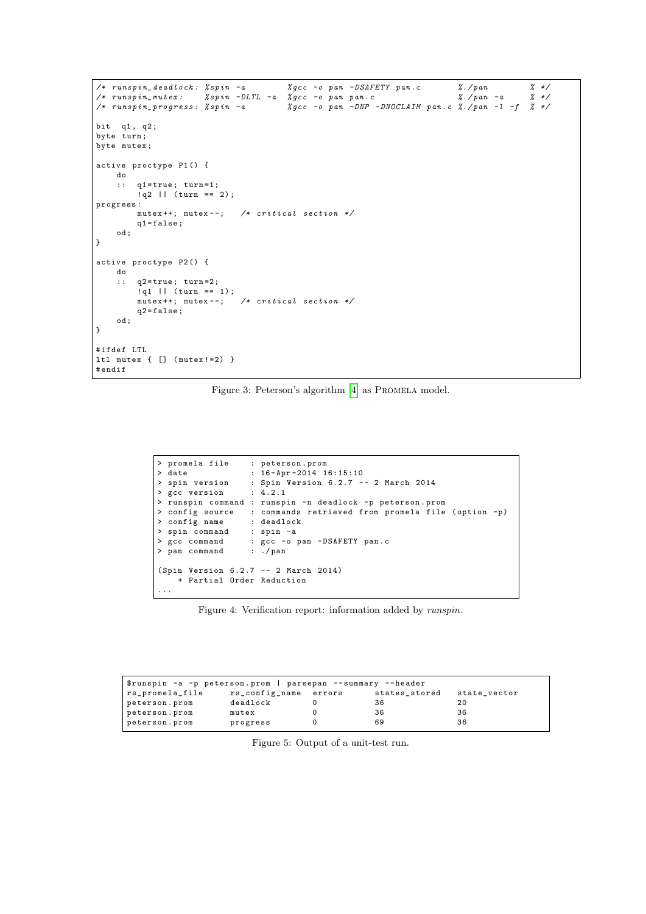```
/* runspin_deadlock: %spin -a        %gcc -o pan -DSAFETY pan.c       %./pan        % */
/* runspin_mutex:    %spin -DLTL -a  %gcc -o pan pan.c                %./pan -a     % */
/* runspin_progress: %spin -a        %gcc -o pan -DNP -DNOCLAIM pan.c %./pan -l -f  % */

bit  q1, q2;
byte turn;
byte mutex;

active proctype P1() {
    do
    ::  q1=true; turn=1;
        !q2 || (turn == 2);
progress:
        mutex++; mutex--;   /* critical section */
        q1=false;
    od;
}

active proctype P2() {
    do
    ::  q2=true; turn=2;
        !q1 || (turn == 1);
        mutex++; mutex--;   /* critical section */
        q2=false;
    od;
}

#ifdef LTL
ltl mutex { [] (mutex!=2) }
#endif
```

Figure 3: Peterson's algorithm [4] as PROMELA model.

```
> promela file     : peterson.prom
> date             : 16-Apr-2014 16:15:10
> spin version     : Spin Version 6.2.7 -- 2 March 2014
> gcc version      : 4.2.1
> runspin command  : runspin -n deadlock -p peterson.prom
> config source    : commands retrieved from promela file (option -p)
> config name      : deadlock
> spin command     : spin -a
> gcc command      : gcc -o pan -DSAFETY pan.c
> pan command      : ./pan

(Spin Version 6.2.7 -- 2 March 2014)
    + Partial Order Reduction
...
```

Figure 4: Verification report: information added by *runspin*.

```
$runspin -a -p peterson.prom | parsepan --summary --header
rs_promela_file     rs_config_name  errors      states_stored   state_vector
peterson.prom       deadlock        0           36              20
peterson.prom       mutex           0           36              36
peterson.prom       progress        0           69              36
```

Figure 5: Output of a unit-test run.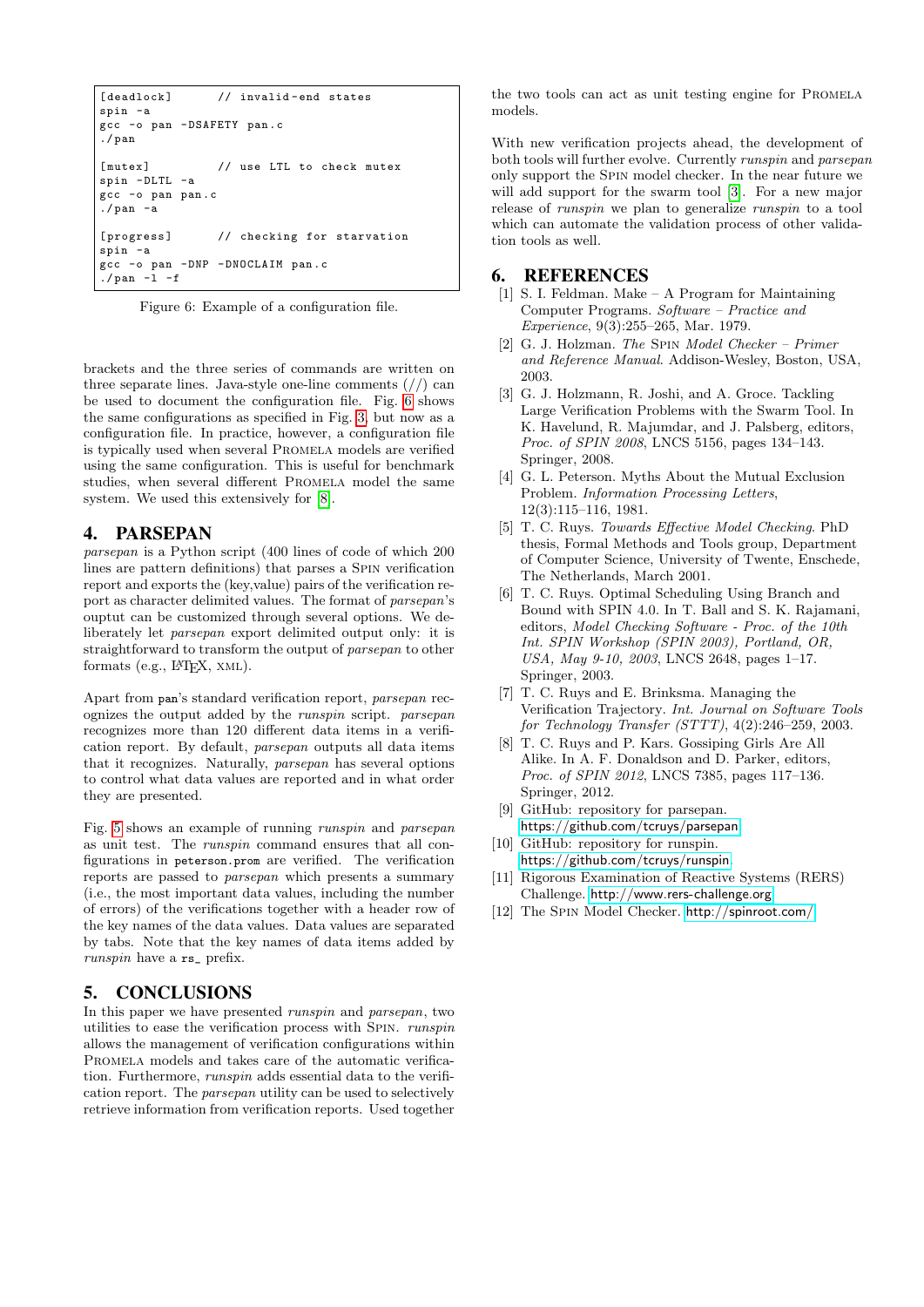```
[deadlock]       // invalid-end states
spin -a
gcc -o pan -DSAFETY pan.c
./pan

[mutex]          // use LTL to check mutex
spin -DLTL -a
gcc -o pan pan.c
./pan -a

[progress]       // checking for starvation
spin -a
gcc -o pan -DNP -DNOCLAIM pan.c
./pan -l -f
```

Figure 6: Example of a configuration file.

brackets and the three series of commands are written on three separate lines. Java-style one-line comments (//) can be used to document the configuration file. Fig. 6 shows the same configurations as specified in Fig. 3, but now as a configuration file. In practice, however, a configuration file is typically used when several PROMELA models are verified using the same configuration. This is useful for benchmark studies, when several different PROMELA model the same system. We used this extensively for [8].

## 4. PARSEPAN

*parsepan* is a Python script (400 lines of code of which 200 lines are pattern definitions) that parses a SPIN verification report and exports the (key,value) pairs of the verification report as character delimited values. The format of *parsepan*'s ouptut can be customized through several options. We deliberately let *parsepan* export delimited output only: it is straightforward to transform the output of *parsepan* to other formats (e.g., LaTeX, XML).

Apart from `pan`'s standard verification report, *parsepan* recognizes the output added by the *runspin* script. *parsepan* recognizes more than 120 different data items in a verification report. By default, *parsepan* outputs all data items that it recognizes. Naturally, *parsepan* has several options to control what data values are reported and in what order they are presented.

Fig. 5 shows an example of running *runspin* and *parsepan* as unit test. The *runspin* command ensures that all configurations in `peterson.prom` are verified. The verification reports are passed to *parsepan* which presents a summary (i.e., the most important data values, including the number of errors) of the verifications together with a header row of the key names of the data values. Data values are separated by tabs. Note that the key names of data items added by *runspin* have a `rs_` prefix.

## 5. CONCLUSIONS

In this paper we have presented *runspin* and *parsepan*, two utilities to ease the verification process with SPIN. *runspin* allows the management of verification configurations within PROMELA models and takes care of the automatic verification. Furthermore, *runspin* adds essential data to the verification report. The *parsepan* utility can be used to selectively retrieve information from verification reports. Used together the two tools can act as unit testing engine for PROMELA models.

With new verification projects ahead, the development of both tools will further evolve. Currently *runspin* and *parsepan* only support the SPIN model checker. In the near future we will add support for the swarm tool [3]. For a new major release of *runspin* we plan to generalize *runspin* to a tool which can automate the validation process of other validation tools as well.

## 6. REFERENCES

[1] S. I. Feldman. Make – A Program for Maintaining Computer Programs. *Software – Practice and Experience*, 9(3):255–265, Mar. 1979.

[2] G. J. Holzman. *The SPIN Model Checker – Primer and Reference Manual*. Addison-Wesley, Boston, USA, 2003.

[3] G. J. Holzmann, R. Joshi, and A. Groce. Tackling Large Verification Problems with the Swarm Tool. In K. Havelund, R. Majumdar, and J. Palsberg, editors, *Proc. of SPIN 2008*, LNCS 5156, pages 134–143. Springer, 2008.

[4] G. L. Peterson. Myths About the Mutual Exclusion Problem. *Information Processing Letters*, 12(3):115–116, 1981.

[5] T. C. Ruys. *Towards Effective Model Checking*. PhD thesis, Formal Methods and Tools group, Department of Computer Science, University of Twente, Enschede, The Netherlands, March 2001.

[6] T. C. Ruys. Optimal Scheduling Using Branch and Bound with SPIN 4.0. In T. Ball and S. K. Rajamani, editors, *Model Checking Software - Proc. of the 10th Int. SPIN Workshop (SPIN 2003), Portland, OR, USA, May 9-10, 2003*, LNCS 2648, pages 1–17. Springer, 2003.

[7] T. C. Ruys and E. Brinksma. Managing the Verification Trajectory. *Int. Journal on Software Tools for Technology Transfer (STTT)*, 4(2):246–259, 2003.

[8] T. C. Ruys and P. Kars. Gossiping Girls Are All Alike. In A. F. Donaldson and D. Parker, editors, *Proc. of SPIN 2012*, LNCS 7385, pages 117–136. Springer, 2012.

[9] GitHub: repository for parsepan. https://github.com/tcruys/parsepan

[10] GitHub: repository for runspin. https://github.com/tcruys/runspin.

[11] Rigorous Examination of Reactive Systems (RERS) Challenge. http://www.rers-challenge.org.

[12] The SPIN Model Checker. http://spinroot.com/.